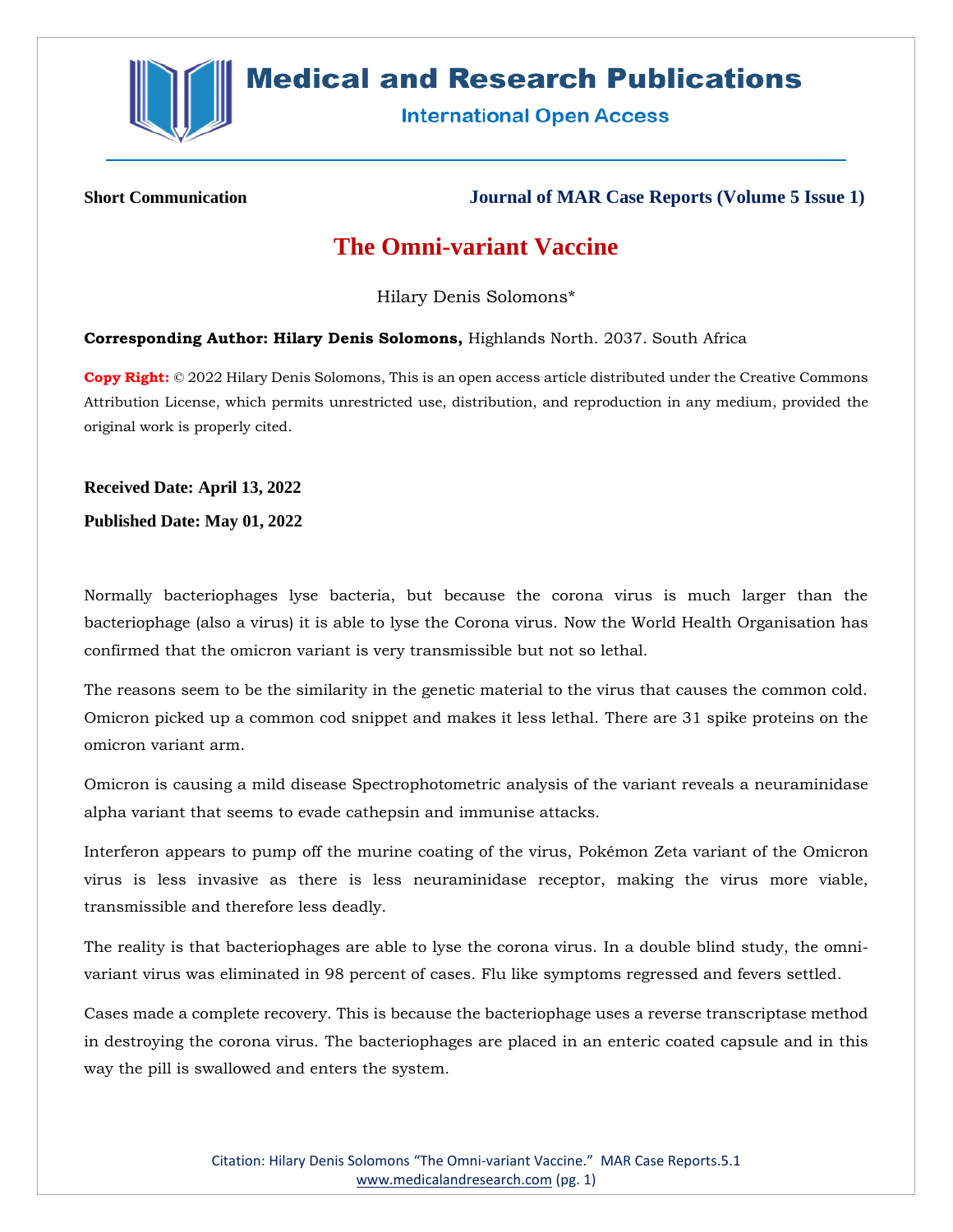**Short Communication**

# The Omni-variant Vaccine

Hilary Denis Solomons*

**Corresponding Author: Hilary Denis Solomons,** Highlands North. 2037. South Africa

**Copy Right:** © 2022 Hilary Denis Solomons, This is an open access article distributed under the Creative Commons Attribution License, which permits unrestricted use, distribution, and reproduction in any medium, provided the original work is properly cited.

**Received Date: April 13, 2022**

**Published Date: May 01, 2022**

Normally bacteriophages lyse bacteria, but because the corona virus is much larger than the bacteriophage (also a virus) it is able to lyse the Corona virus. Now the World Health Organisation has confirmed that the omicron variant is very transmissible but not so lethal.

The reasons seem to be the similarity in the genetic material to the virus that causes the common cold. Omicron picked up a common cod snippet and makes it less lethal. There are 31 spike proteins on the omicron variant arm.

Omicron is causing a mild disease Spectrophotometric analysis of the variant reveals a neuraminidase alpha variant that seems to evade cathepsin and immunise attacks.

Interferon appears to pump off the murine coating of the virus, Pokémon Zeta variant of the Omicron virus is less invasive as there is less neuraminidase receptor, making the virus more viable, transmissible and therefore less deadly.

The reality is that bacteriophages are able to lyse the corona virus. In a double blind study, the omni-variant virus was eliminated in 98 percent of cases. Flu like symptoms regressed and fevers settled.

Cases made a complete recovery. This is because the bacteriophage uses a reverse transcriptase method in destroying the corona virus. The bacteriophages are placed in an enteric coated capsule and in this way the pill is swallowed and enters the system.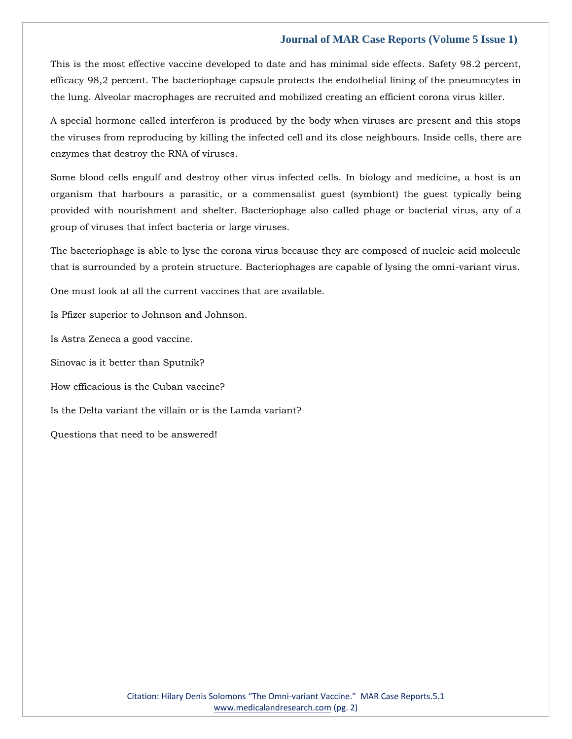This is the most effective vaccine developed to date and has minimal side effects. Safety 98.2 percent, efficacy 98,2 percent. The bacteriophage capsule protects the endothelial lining of the pneumocytes in the lung. Alveolar macrophages are recruited and mobilized creating an efficient corona virus killer.

A special hormone called interferon is produced by the body when viruses are present and this stops the viruses from reproducing by killing the infected cell and its close neighbours. Inside cells, there are enzymes that destroy the RNA of viruses.

Some blood cells engulf and destroy other virus infected cells. In biology and medicine, a host is an organism that harbours a parasitic, or a commensalist guest (symbiont) the guest typically being provided with nourishment and shelter. Bacteriophage also called phage or bacterial virus, any of a group of viruses that infect bacteria or large viruses.

The bacteriophage is able to lyse the corona virus because they are composed of nucleic acid molecule that is surrounded by a protein structure. Bacteriophages are capable of lysing the omni-variant virus.

One must look at all the current vaccines that are available.

Is Pfizer superior to Johnson and Johnson.

Is Astra Zeneca a good vaccine.

Sinovac is it better than Sputnik?

How efficacious is the Cuban vaccine?

Is the Delta variant the villain or is the Lamda variant?

Questions that need to be answered!